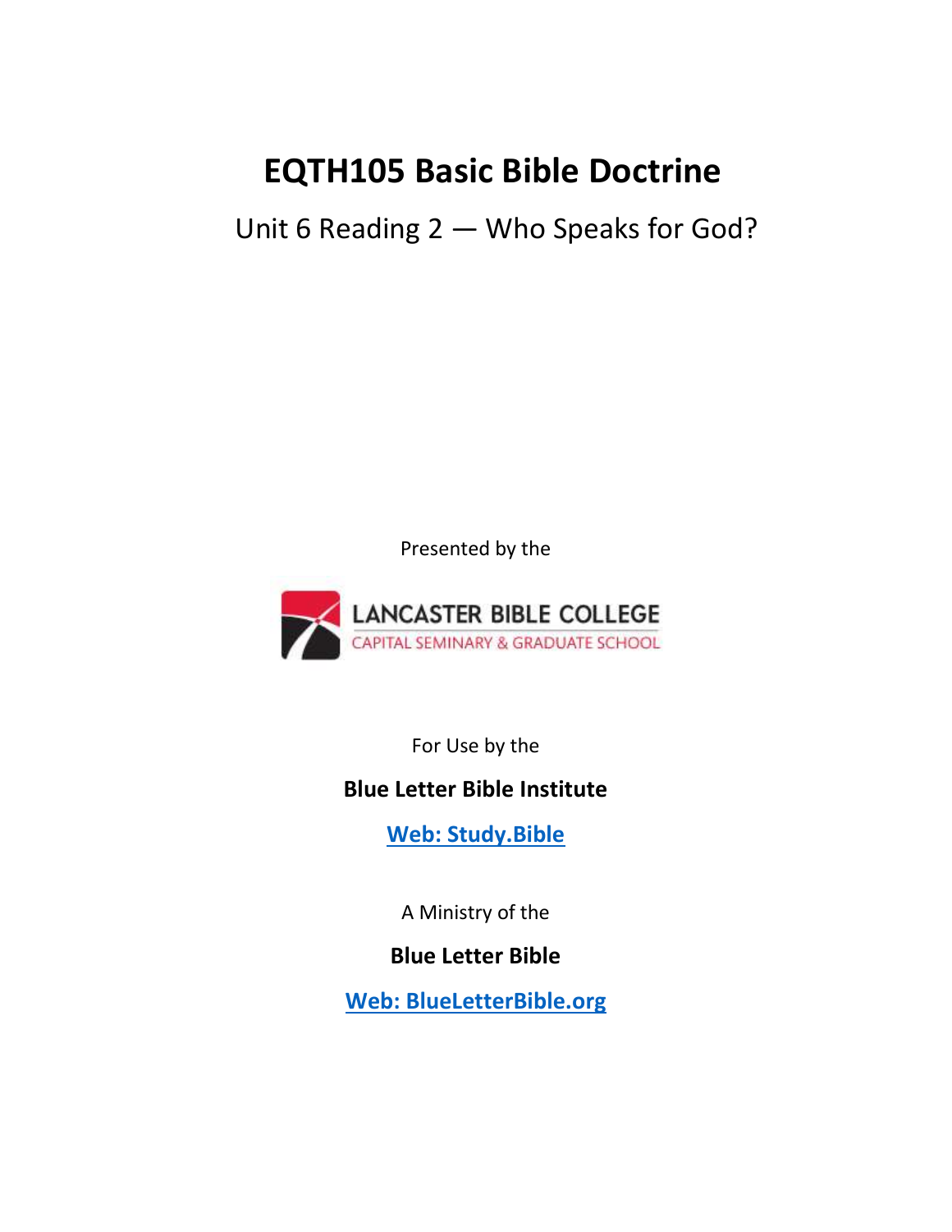# EQTH105 Basic Bible Doctrine

Unit 6 Reading 2 — Who Speaks for God?

Presented by the

LANCASTER BIBLE COLLEGE
CAPITAL SEMINARY & GRADUATE SCHOOL

For Use by the

**Blue Letter Bible Institute**

**[Web: Study.Bible](https://Study.Bible)**

A Ministry of the

**Blue Letter Bible**

**[Web: BlueLetterBible.org](https://BlueLetterBible.org)**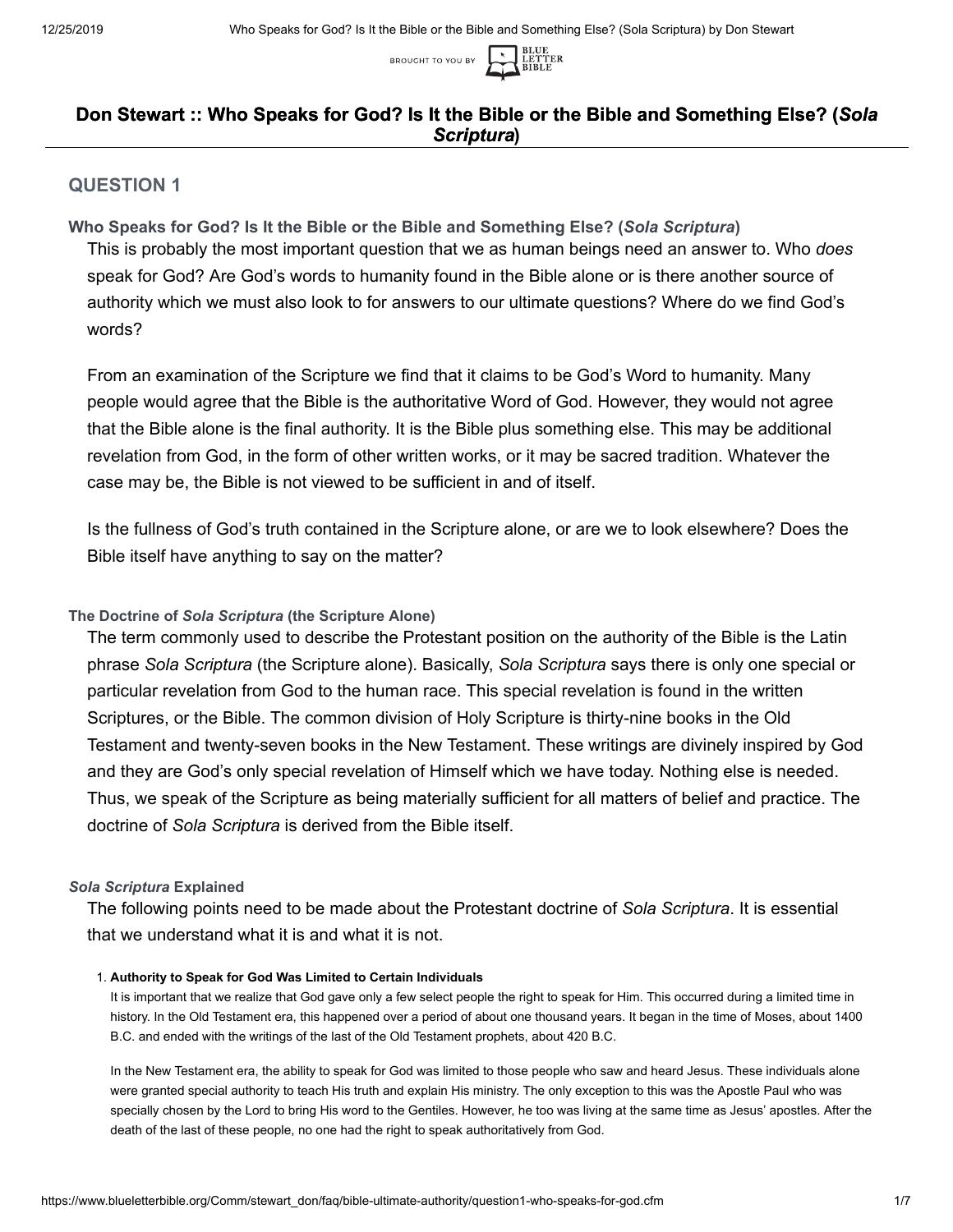# Don Stewart :: Who Speaks for God? Is It the Bible or the Bible and Something Else? (*Sola Scriptura*)

## QUESTION 1

### Who Speaks for God? Is It the Bible or the Bible and Something Else? (*Sola Scriptura*)

This is probably the most important question that we as human beings need an answer to. Who *does* speak for God? Are God's words to humanity found in the Bible alone or is there another source of authority which we must also look to for answers to our ultimate questions? Where do we find God's words?

From an examination of the Scripture we find that it claims to be God's Word to humanity. Many people would agree that the Bible is the authoritative Word of God. However, they would not agree that the Bible alone is the final authority. It is the Bible plus something else. This may be additional revelation from God, in the form of other written works, or it may be sacred tradition. Whatever the case may be, the Bible is not viewed to be sufficient in and of itself.

Is the fullness of God's truth contained in the Scripture alone, or are we to look elsewhere? Does the Bible itself have anything to say on the matter?

### The Doctrine of *Sola Scriptura* (the Scripture Alone)

The term commonly used to describe the Protestant position on the authority of the Bible is the Latin phrase *Sola Scriptura* (the Scripture alone). Basically, *Sola Scriptura* says there is only one special or particular revelation from God to the human race. This special revelation is found in the written Scriptures, or the Bible. The common division of Holy Scripture is thirty-nine books in the Old Testament and twenty-seven books in the New Testament. These writings are divinely inspired by God and they are God's only special revelation of Himself which we have today. Nothing else is needed. Thus, we speak of the Scripture as being materially sufficient for all matters of belief and practice. The doctrine of *Sola Scriptura* is derived from the Bible itself.

### *Sola Scriptura* Explained

The following points need to be made about the Protestant doctrine of *Sola Scriptura*. It is essential that we understand what it is and what it is not.

1. **Authority to Speak for God Was Limited to Certain Individuals**

   It is important that we realize that God gave only a few select people the right to speak for Him. This occurred during a limited time in history. In the Old Testament era, this happened over a period of about one thousand years. It began in the time of Moses, about 1400 B.C. and ended with the writings of the last of the Old Testament prophets, about 420 B.C.

   In the New Testament era, the ability to speak for God was limited to those people who saw and heard Jesus. These individuals alone were granted special authority to teach His truth and explain His ministry. The only exception to this was the Apostle Paul who was specially chosen by the Lord to bring His word to the Gentiles. However, he too was living at the same time as Jesus' apostles. After the death of the last of these people, no one had the right to speak authoritatively from God.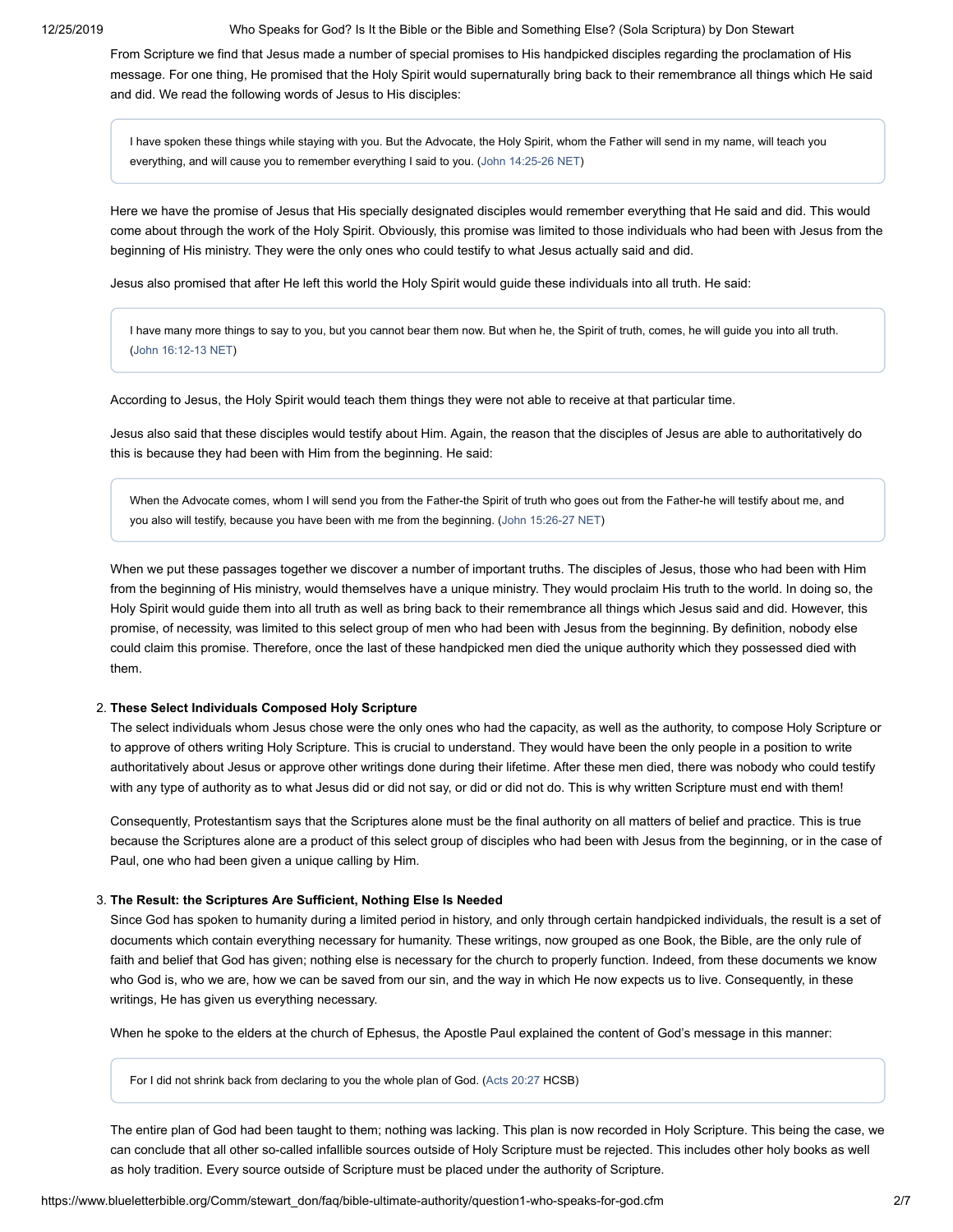From Scripture we find that Jesus made a number of special promises to His handpicked disciples regarding the proclamation of His message. For one thing, He promised that the Holy Spirit would supernaturally bring back to their remembrance all things which He said and did. We read the following words of Jesus to His disciples:

> I have spoken these things while staying with you. But the Advocate, the Holy Spirit, whom the Father will send in my name, will teach you everything, and will cause you to remember everything I said to you. (John 14:25-26 NET)

Here we have the promise of Jesus that His specially designated disciples would remember everything that He said and did. This would come about through the work of the Holy Spirit. Obviously, this promise was limited to those individuals who had been with Jesus from the beginning of His ministry. They were the only ones who could testify to what Jesus actually said and did.

Jesus also promised that after He left this world the Holy Spirit would guide these individuals into all truth. He said:

> I have many more things to say to you, but you cannot bear them now. But when he, the Spirit of truth, comes, he will guide you into all truth. (John 16:12-13 NET)

According to Jesus, the Holy Spirit would teach them things they were not able to receive at that particular time.

Jesus also said that these disciples would testify about Him. Again, the reason that the disciples of Jesus are able to authoritatively do this is because they had been with Him from the beginning. He said:

> When the Advocate comes, whom I will send you from the Father-the Spirit of truth who goes out from the Father-he will testify about me, and you also will testify, because you have been with me from the beginning. (John 15:26-27 NET)

When we put these passages together we discover a number of important truths. The disciples of Jesus, those who had been with Him from the beginning of His ministry, would themselves have a unique ministry. They would proclaim His truth to the world. In doing so, the Holy Spirit would guide them into all truth as well as bring back to their remembrance all things which Jesus said and did. However, this promise, of necessity, was limited to this select group of men who had been with Jesus from the beginning. By definition, nobody else could claim this promise. Therefore, once the last of these handpicked men died the unique authority which they possessed died with them.

2. **These Select Individuals Composed Holy Scripture**

   The select individuals whom Jesus chose were the only ones who had the capacity, as well as the authority, to compose Holy Scripture or to approve of others writing Holy Scripture. This is crucial to understand. They would have been the only people in a position to write authoritatively about Jesus or approve other writings done during their lifetime. After these men died, there was nobody who could testify with any type of authority as to what Jesus did or did not say, or did or did not do. This is why written Scripture must end with them!

   Consequently, Protestantism says that the Scriptures alone must be the final authority on all matters of belief and practice. This is true because the Scriptures alone are a product of this select group of disciples who had been with Jesus from the beginning, or in the case of Paul, one who had been given a unique calling by Him.

3. **The Result: the Scriptures Are Sufficient, Nothing Else Is Needed**

   Since God has spoken to humanity during a limited period in history, and only through certain handpicked individuals, the result is a set of documents which contain everything necessary for humanity. These writings, now grouped as one Book, the Bible, are the only rule of faith and belief that God has given; nothing else is necessary for the church to properly function. Indeed, from these documents we know who God is, who we are, how we can be saved from our sin, and the way in which He now expects us to live. Consequently, in these writings, He has given us everything necessary.

   When he spoke to the elders at the church of Ephesus, the Apostle Paul explained the content of God's message in this manner:

   > For I did not shrink back from declaring to you the whole plan of God. (Acts 20:27 HCSB)

   The entire plan of God had been taught to them; nothing was lacking. This plan is now recorded in Holy Scripture. This being the case, we can conclude that all other so-called infallible sources outside of Holy Scripture must be rejected. This includes other holy books as well as holy tradition. Every source outside of Scripture must be placed under the authority of Scripture.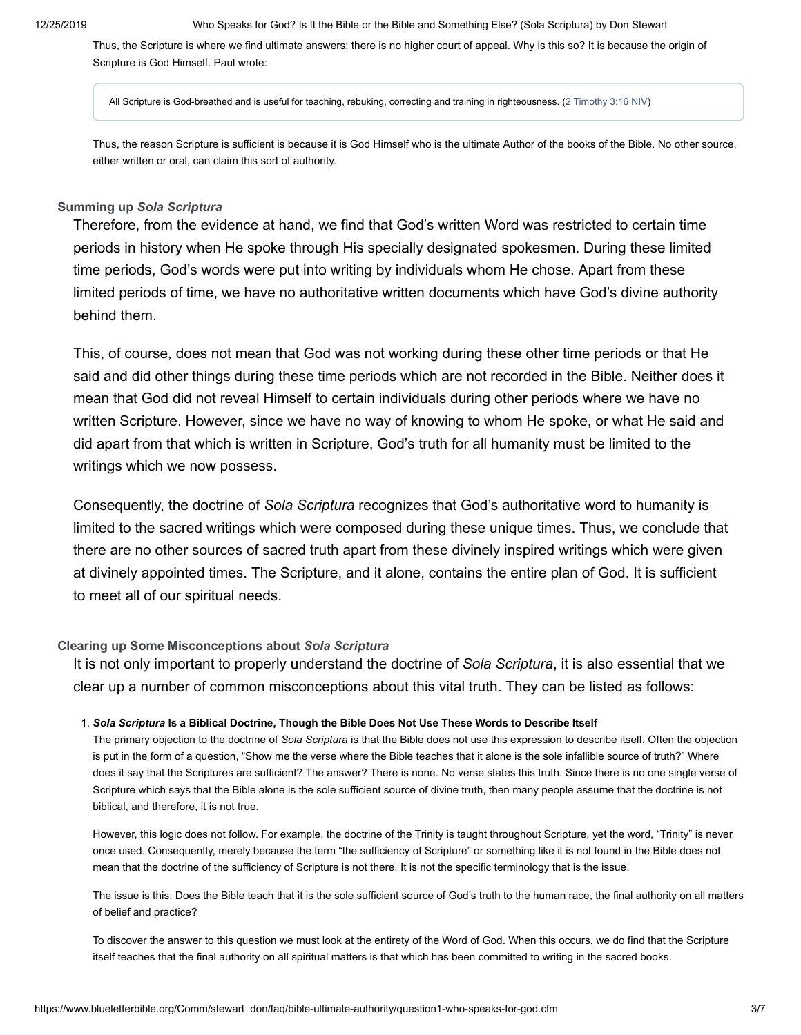Thus, the Scripture is where we find ultimate answers; there is no higher court of appeal. Why is this so? It is because the origin of Scripture is God Himself. Paul wrote:

> All Scripture is God-breathed and is useful for teaching, rebuking, correcting and training in righteousness. (2 Timothy 3:16 NIV)

Thus, the reason Scripture is sufficient is because it is God Himself who is the ultimate Author of the books of the Bible. No other source, either written or oral, can claim this sort of authority.

### Summing up *Sola Scriptura*

Therefore, from the evidence at hand, we find that God's written Word was restricted to certain time periods in history when He spoke through His specially designated spokesmen. During these limited time periods, God's words were put into writing by individuals whom He chose. Apart from these limited periods of time, we have no authoritative written documents which have God's divine authority behind them.

This, of course, does not mean that God was not working during these other time periods or that He said and did other things during these time periods which are not recorded in the Bible. Neither does it mean that God did not reveal Himself to certain individuals during other periods where we have no written Scripture. However, since we have no way of knowing to whom He spoke, or what He said and did apart from that which is written in Scripture, God's truth for all humanity must be limited to the writings which we now possess.

Consequently, the doctrine of *Sola Scriptura* recognizes that God's authoritative word to humanity is limited to the sacred writings which were composed during these unique times. Thus, we conclude that there are no other sources of sacred truth apart from these divinely inspired writings which were given at divinely appointed times. The Scripture, and it alone, contains the entire plan of God. It is sufficient to meet all of our spiritual needs.

### Clearing up Some Misconceptions about *Sola Scriptura*

It is not only important to properly understand the doctrine of *Sola Scriptura*, it is also essential that we clear up a number of common misconceptions about this vital truth. They can be listed as follows:

1. ***Sola Scriptura* Is a Biblical Doctrine, Though the Bible Does Not Use These Words to Describe Itself**

   The primary objection to the doctrine of *Sola Scriptura* is that the Bible does not use this expression to describe itself. Often the objection is put in the form of a question, "Show me the verse where the Bible teaches that it alone is the sole infallible source of truth?" Where does it say that the Scriptures are sufficient? The answer? There is none. No verse states this truth. Since there is no one single verse of Scripture which says that the Bible alone is the sole sufficient source of divine truth, then many people assume that the doctrine is not biblical, and therefore, it is not true.

   However, this logic does not follow. For example, the doctrine of the Trinity is taught throughout Scripture, yet the word, "Trinity" is never once used. Consequently, merely because the term "the sufficiency of Scripture" or something like it is not found in the Bible does not mean that the doctrine of the sufficiency of Scripture is not there. It is not the specific terminology that is the issue.

   The issue is this: Does the Bible teach that it is the sole sufficient source of God's truth to the human race, the final authority on all matters of belief and practice?

   To discover the answer to this question we must look at the entirety of the Word of God. When this occurs, we do find that the Scripture itself teaches that the final authority on all spiritual matters is that which has been committed to writing in the sacred books.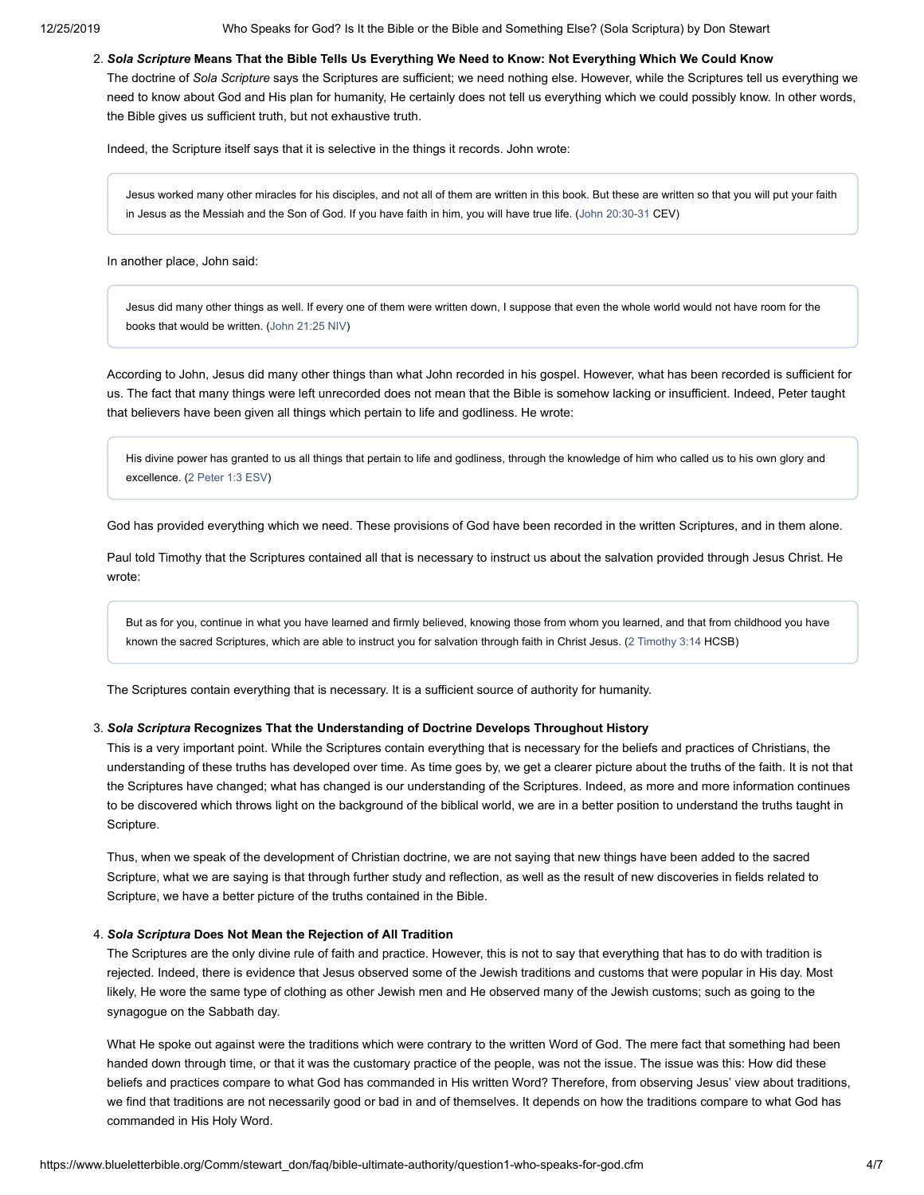2. ***Sola Scripture* Means That the Bible Tells Us Everything We Need to Know: Not Everything Which We Could Know**

   The doctrine of *Sola Scripture* says the Scriptures are sufficient; we need nothing else. However, while the Scriptures tell us everything we need to know about God and His plan for humanity, He certainly does not tell us everything which we could possibly know. In other words, the Bible gives us sufficient truth, but not exhaustive truth.

   Indeed, the Scripture itself says that it is selective in the things it records. John wrote:

   > Jesus worked many other miracles for his disciples, and not all of them are written in this book. But these are written so that you will put your faith in Jesus as the Messiah and the Son of God. If you have faith in him, you will have true life. (John 20:30-31 CEV)

   In another place, John said:

   > Jesus did many other things as well. If every one of them were written down, I suppose that even the whole world would not have room for the books that would be written. (John 21:25 NIV)

   According to John, Jesus did many other things than what John recorded in his gospel. However, what has been recorded is sufficient for us. The fact that many things were left unrecorded does not mean that the Bible is somehow lacking or insufficient. Indeed, Peter taught that believers have been given all things which pertain to life and godliness. He wrote:

   > His divine power has granted to us all things that pertain to life and godliness, through the knowledge of him who called us to his own glory and excellence. (2 Peter 1:3 ESV)

   God has provided everything which we need. These provisions of God have been recorded in the written Scriptures, and in them alone.

   Paul told Timothy that the Scriptures contained all that is necessary to instruct us about the salvation provided through Jesus Christ. He wrote:

   > But as for you, continue in what you have learned and firmly believed, knowing those from whom you learned, and that from childhood you have known the sacred Scriptures, which are able to instruct you for salvation through faith in Christ Jesus. (2 Timothy 3:14 HCSB)

   The Scriptures contain everything that is necessary. It is a sufficient source of authority for humanity.

3. ***Sola Scriptura* Recognizes That the Understanding of Doctrine Develops Throughout History**

   This is a very important point. While the Scriptures contain everything that is necessary for the beliefs and practices of Christians, the understanding of these truths has developed over time. As time goes by, we get a clearer picture about the truths of the faith. It is not that the Scriptures have changed; what has changed is our understanding of the Scriptures. Indeed, as more and more information continues to be discovered which throws light on the background of the biblical world, we are in a better position to understand the truths taught in Scripture.

   Thus, when we speak of the development of Christian doctrine, we are not saying that new things have been added to the sacred Scripture, what we are saying is that through further study and reflection, as well as the result of new discoveries in fields related to Scripture, we have a better picture of the truths contained in the Bible.

4. ***Sola Scriptura* Does Not Mean the Rejection of All Tradition**

   The Scriptures are the only divine rule of faith and practice. However, this is not to say that everything that has to do with tradition is rejected. Indeed, there is evidence that Jesus observed some of the Jewish traditions and customs that were popular in His day. Most likely, He wore the same type of clothing as other Jewish men and He observed many of the Jewish customs; such as going to the synagogue on the Sabbath day.

   What He spoke out against were the traditions which were contrary to the written Word of God. The mere fact that something had been handed down through time, or that it was the customary practice of the people, was not the issue. The issue was this: How did these beliefs and practices compare to what God has commanded in His written Word? Therefore, from observing Jesus' view about traditions, we find that traditions are not necessarily good or bad in and of themselves. It depends on how the traditions compare to what God has commanded in His Holy Word.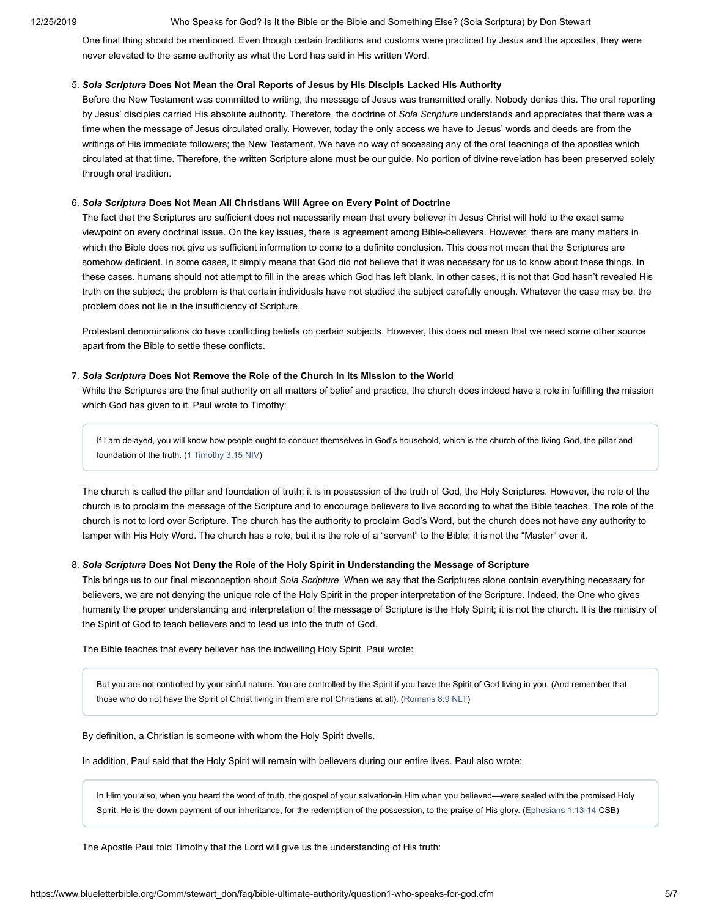One final thing should be mentioned. Even though certain traditions and customs were practiced by Jesus and the apostles, they were never elevated to the same authority as what the Lord has said in His written Word.

5. ***Sola Scriptura* Does Not Mean the Oral Reports of Jesus by His Discipls Lacked His Authority**
   Before the New Testament was committed to writing, the message of Jesus was transmitted orally. Nobody denies this. The oral reporting by Jesus' disciples carried His absolute authority. Therefore, the doctrine of *Sola Scriptura* understands and appreciates that there was a time when the message of Jesus circulated orally. However, today the only access we have to Jesus' words and deeds are from the writings of His immediate followers; the New Testament. We have no way of accessing any of the oral teachings of the apostles which circulated at that time. Therefore, the written Scripture alone must be our guide. No portion of divine revelation has been preserved solely through oral tradition.

6. ***Sola Scriptura* Does Not Mean All Christians Will Agree on Every Point of Doctrine**
   The fact that the Scriptures are sufficient does not necessarily mean that every believer in Jesus Christ will hold to the exact same viewpoint on every doctrinal issue. On the key issues, there is agreement among Bible-believers. However, there are many matters in which the Bible does not give us sufficient information to come to a definite conclusion. This does not mean that the Scriptures are somehow deficient. In some cases, it simply means that God did not believe that it was necessary for us to know about these things. In these cases, humans should not attempt to fill in the areas which God has left blank. In other cases, it is not that God hasn't revealed His truth on the subject; the problem is that certain individuals have not studied the subject carefully enough. Whatever the case may be, the problem does not lie in the insufficiency of Scripture.

   Protestant denominations do have conflicting beliefs on certain subjects. However, this does not mean that we need some other source apart from the Bible to settle these conflicts.

7. ***Sola Scriptura* Does Not Remove the Role of the Church in Its Mission to the World**
   While the Scriptures are the final authority on all matters of belief and practice, the church does indeed have a role in fulfilling the mission which God has given to it. Paul wrote to Timothy:

   > If I am delayed, you will know how people ought to conduct themselves in God's household, which is the church of the living God, the pillar and foundation of the truth. (1 Timothy 3:15 NIV)

   The church is called the pillar and foundation of truth; it is in possession of the truth of God, the Holy Scriptures. However, the role of the church is to proclaim the message of the Scripture and to encourage believers to live according to what the Bible teaches. The role of the church is not to lord over Scripture. The church has the authority to proclaim God's Word, but the church does not have any authority to tamper with His Holy Word. The church has a role, but it is the role of a "servant" to the Bible; it is not the "Master" over it.

8. ***Sola Scriptura* Does Not Deny the Role of the Holy Spirit in Understanding the Message of Scripture**
   This brings us to our final misconception about *Sola Scripture*. When we say that the Scriptures alone contain everything necessary for believers, we are not denying the unique role of the Holy Spirit in the proper interpretation of the Scripture. Indeed, the One who gives humanity the proper understanding and interpretation of the message of Scripture is the Holy Spirit; it is not the church. It is the ministry of the Spirit of God to teach believers and to lead us into the truth of God.

   The Bible teaches that every believer has the indwelling Holy Spirit. Paul wrote:

   > But you are not controlled by your sinful nature. You are controlled by the Spirit if you have the Spirit of God living in you. (And remember that those who do not have the Spirit of Christ living in them are not Christians at all). (Romans 8:9 NLT)

   By definition, a Christian is someone with whom the Holy Spirit dwells.

   In addition, Paul said that the Holy Spirit will remain with believers during our entire lives. Paul also wrote:

   > In Him you also, when you heard the word of truth, the gospel of your salvation-in Him when you believed—were sealed with the promised Holy Spirit. He is the down payment of our inheritance, for the redemption of the possession, to the praise of His glory. (Ephesians 1:13-14 CSB)

   The Apostle Paul told Timothy that the Lord will give us the understanding of His truth: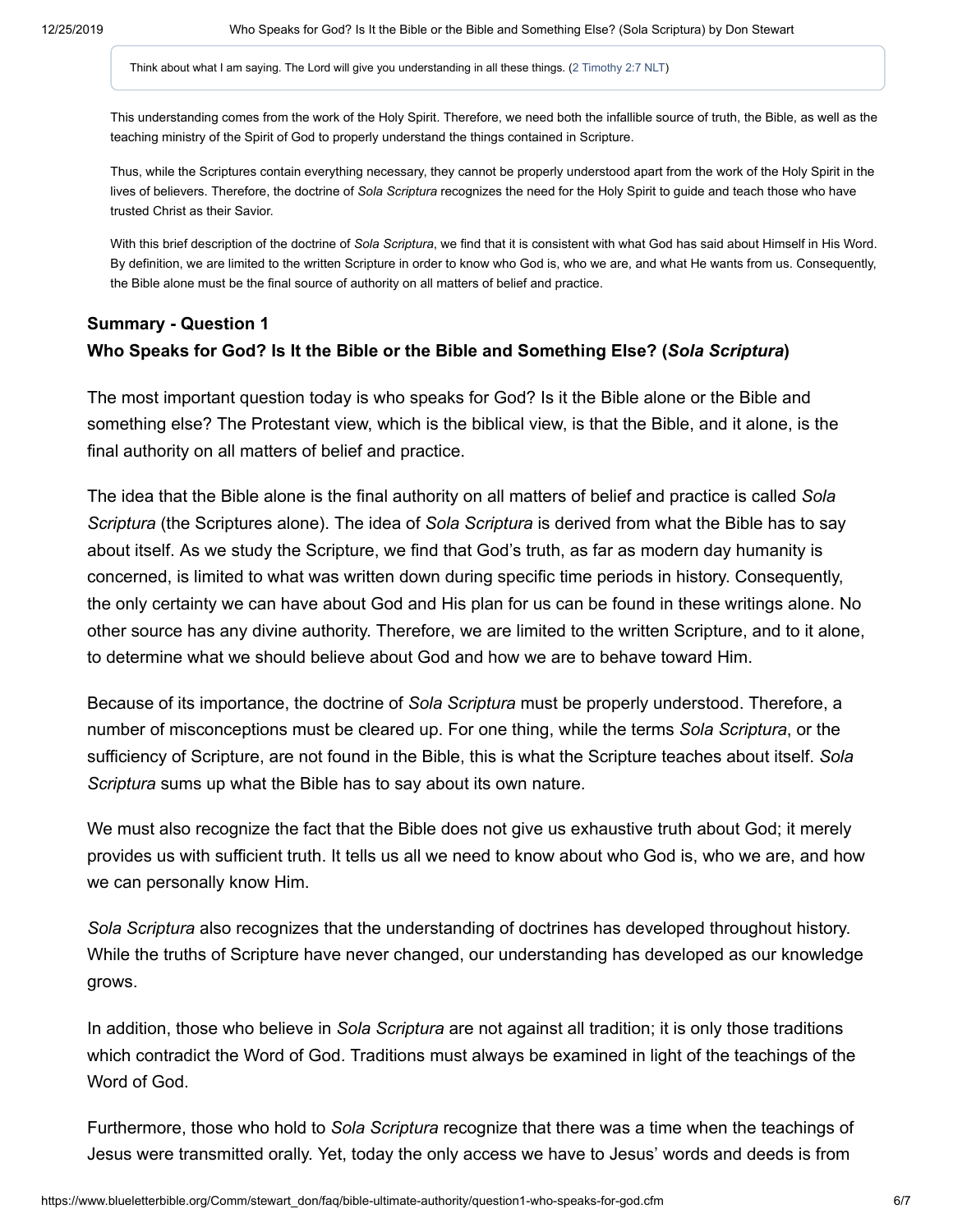> Think about what I am saying. The Lord will give you understanding in all these things. (2 Timothy 2:7 NLT)

This understanding comes from the work of the Holy Spirit. Therefore, we need both the infallible source of truth, the Bible, as well as the teaching ministry of the Spirit of God to properly understand the things contained in Scripture.

Thus, while the Scriptures contain everything necessary, they cannot be properly understood apart from the work of the Holy Spirit in the lives of believers. Therefore, the doctrine of *Sola Scriptura* recognizes the need for the Holy Spirit to guide and teach those who have trusted Christ as their Savior.

With this brief description of the doctrine of *Sola Scriptura*, we find that it is consistent with what God has said about Himself in His Word. By definition, we are limited to the written Scripture in order to know who God is, who we are, and what He wants from us. Consequently, the Bible alone must be the final source of authority on all matters of belief and practice.

### Summary - Question 1
### Who Speaks for God? Is It the Bible or the Bible and Something Else? (*Sola Scriptura*)

The most important question today is who speaks for God? Is it the Bible alone or the Bible and something else? The Protestant view, which is the biblical view, is that the Bible, and it alone, is the final authority on all matters of belief and practice.

The idea that the Bible alone is the final authority on all matters of belief and practice is called *Sola Scriptura* (the Scriptures alone). The idea of *Sola Scriptura* is derived from what the Bible has to say about itself. As we study the Scripture, we find that God's truth, as far as modern day humanity is concerned, is limited to what was written down during specific time periods in history. Consequently, the only certainty we can have about God and His plan for us can be found in these writings alone. No other source has any divine authority. Therefore, we are limited to the written Scripture, and to it alone, to determine what we should believe about God and how we are to behave toward Him.

Because of its importance, the doctrine of *Sola Scriptura* must be properly understood. Therefore, a number of misconceptions must be cleared up. For one thing, while the terms *Sola Scriptura*, or the sufficiency of Scripture, are not found in the Bible, this is what the Scripture teaches about itself. *Sola Scriptura* sums up what the Bible has to say about its own nature.

We must also recognize the fact that the Bible does not give us exhaustive truth about God; it merely provides us with sufficient truth. It tells us all we need to know about who God is, who we are, and how we can personally know Him.

*Sola Scriptura* also recognizes that the understanding of doctrines has developed throughout history. While the truths of Scripture have never changed, our understanding has developed as our knowledge grows.

In addition, those who believe in *Sola Scriptura* are not against all tradition; it is only those traditions which contradict the Word of God. Traditions must always be examined in light of the teachings of the Word of God.

Furthermore, those who hold to *Sola Scriptura* recognize that there was a time when the teachings of Jesus were transmitted orally. Yet, today the only access we have to Jesus' words and deeds is from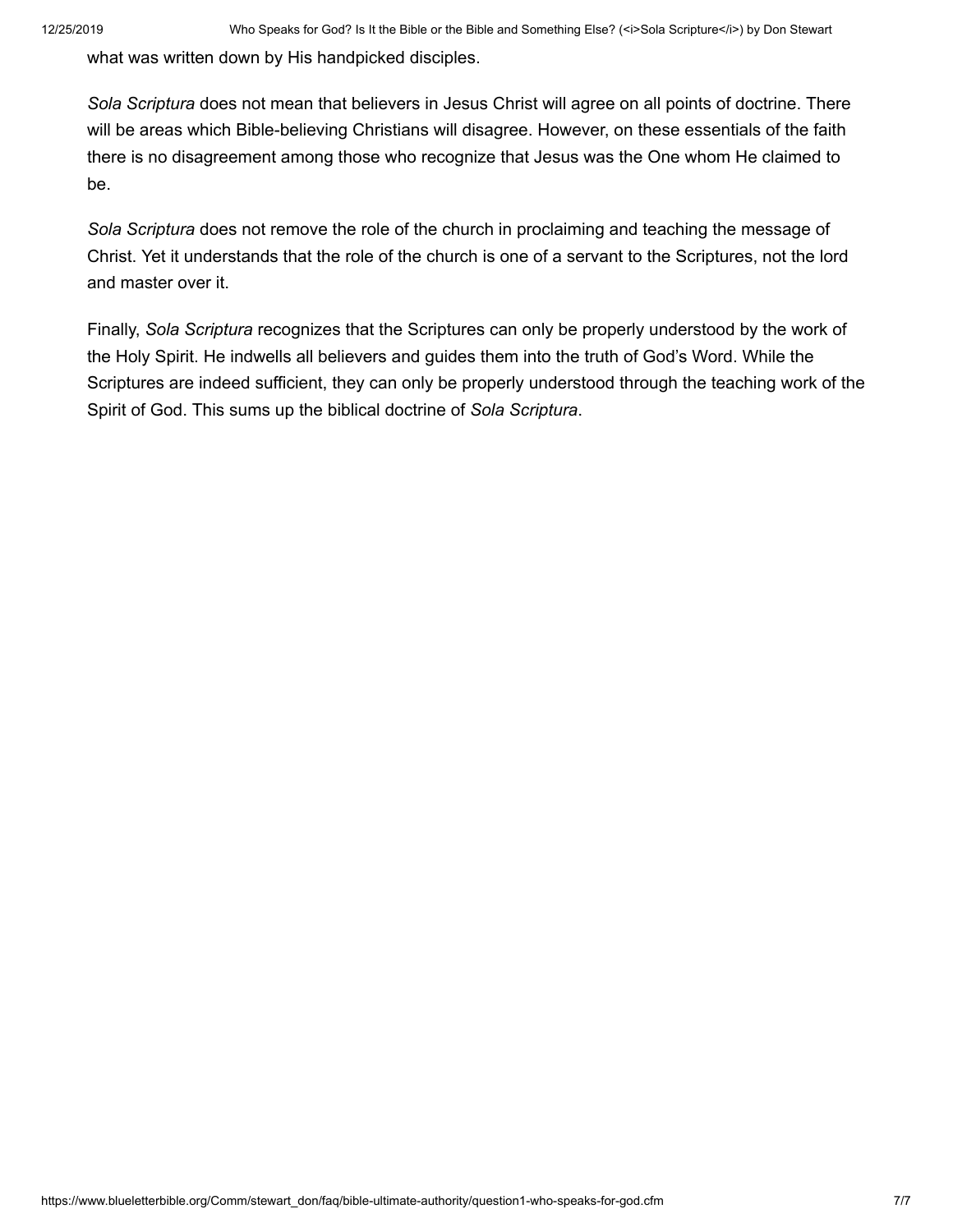what was written down by His handpicked disciples.

*Sola Scriptura* does not mean that believers in Jesus Christ will agree on all points of doctrine. There will be areas which Bible-believing Christians will disagree. However, on these essentials of the faith there is no disagreement among those who recognize that Jesus was the One whom He claimed to be.

*Sola Scriptura* does not remove the role of the church in proclaiming and teaching the message of Christ. Yet it understands that the role of the church is one of a servant to the Scriptures, not the lord and master over it.

Finally, *Sola Scriptura* recognizes that the Scriptures can only be properly understood by the work of the Holy Spirit. He indwells all believers and guides them into the truth of God's Word. While the Scriptures are indeed sufficient, they can only be properly understood through the teaching work of the Spirit of God. This sums up the biblical doctrine of *Sola Scriptura*.